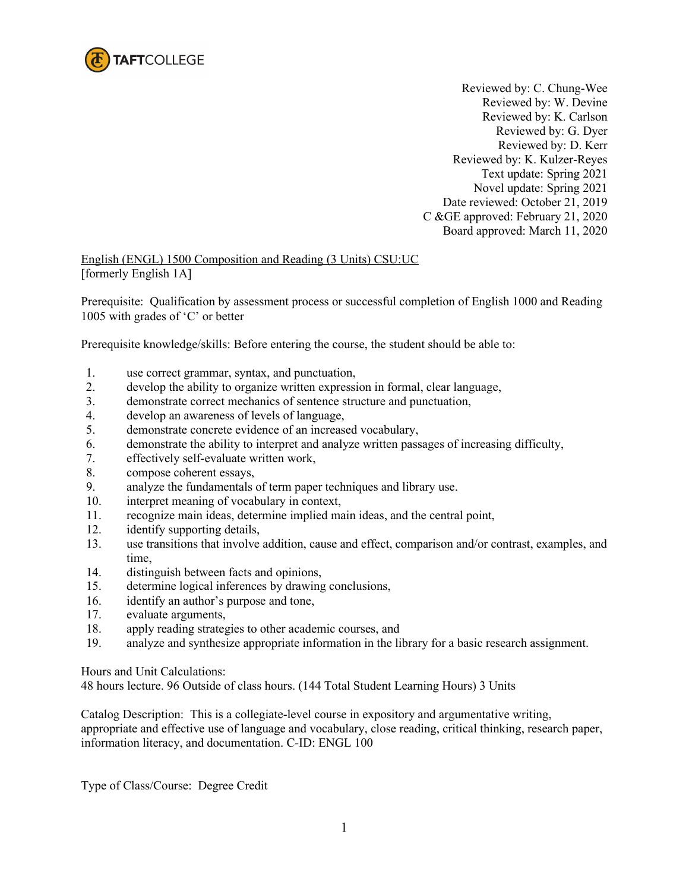TAFTCOLLEGE

Reviewed by: C. Chung-Wee
Reviewed by: W. Devine
Reviewed by: K. Carlson
Reviewed by: G. Dyer
Reviewed by: D. Kerr
Reviewed by: K. Kulzer-Reyes
Text update: Spring 2021
Novel update: Spring 2021
Date reviewed: October 21, 2019
C &GE approved: February 21, 2020
Board approved: March 11, 2020

English (ENGL) 1500 Composition and Reading (3 Units) CSU:UC
[formerly English 1A]

Prerequisite: Qualification by assessment process or successful completion of English 1000 and Reading 1005 with grades of 'C' or better

Prerequisite knowledge/skills: Before entering the course, the student should be able to:

1. use correct grammar, syntax, and punctuation,
2. develop the ability to organize written expression in formal, clear language,
3. demonstrate correct mechanics of sentence structure and punctuation,
4. develop an awareness of levels of language,
5. demonstrate concrete evidence of an increased vocabulary,
6. demonstrate the ability to interpret and analyze written passages of increasing difficulty,
7. effectively self-evaluate written work,
8. compose coherent essays,
9. analyze the fundamentals of term paper techniques and library use.
10. interpret meaning of vocabulary in context,
11. recognize main ideas, determine implied main ideas, and the central point,
12. identify supporting details,
13. use transitions that involve addition, cause and effect, comparison and/or contrast, examples, and time,
14. distinguish between facts and opinions,
15. determine logical inferences by drawing conclusions,
16. identify an author's purpose and tone,
17. evaluate arguments,
18. apply reading strategies to other academic courses, and
19. analyze and synthesize appropriate information in the library for a basic research assignment.

Hours and Unit Calculations:
48 hours lecture. 96 Outside of class hours. (144 Total Student Learning Hours) 3 Units

Catalog Description: This is a collegiate-level course in expository and argumentative writing, appropriate and effective use of language and vocabulary, close reading, critical thinking, research paper, information literacy, and documentation. C-ID: ENGL 100

Type of Class/Course: Degree Credit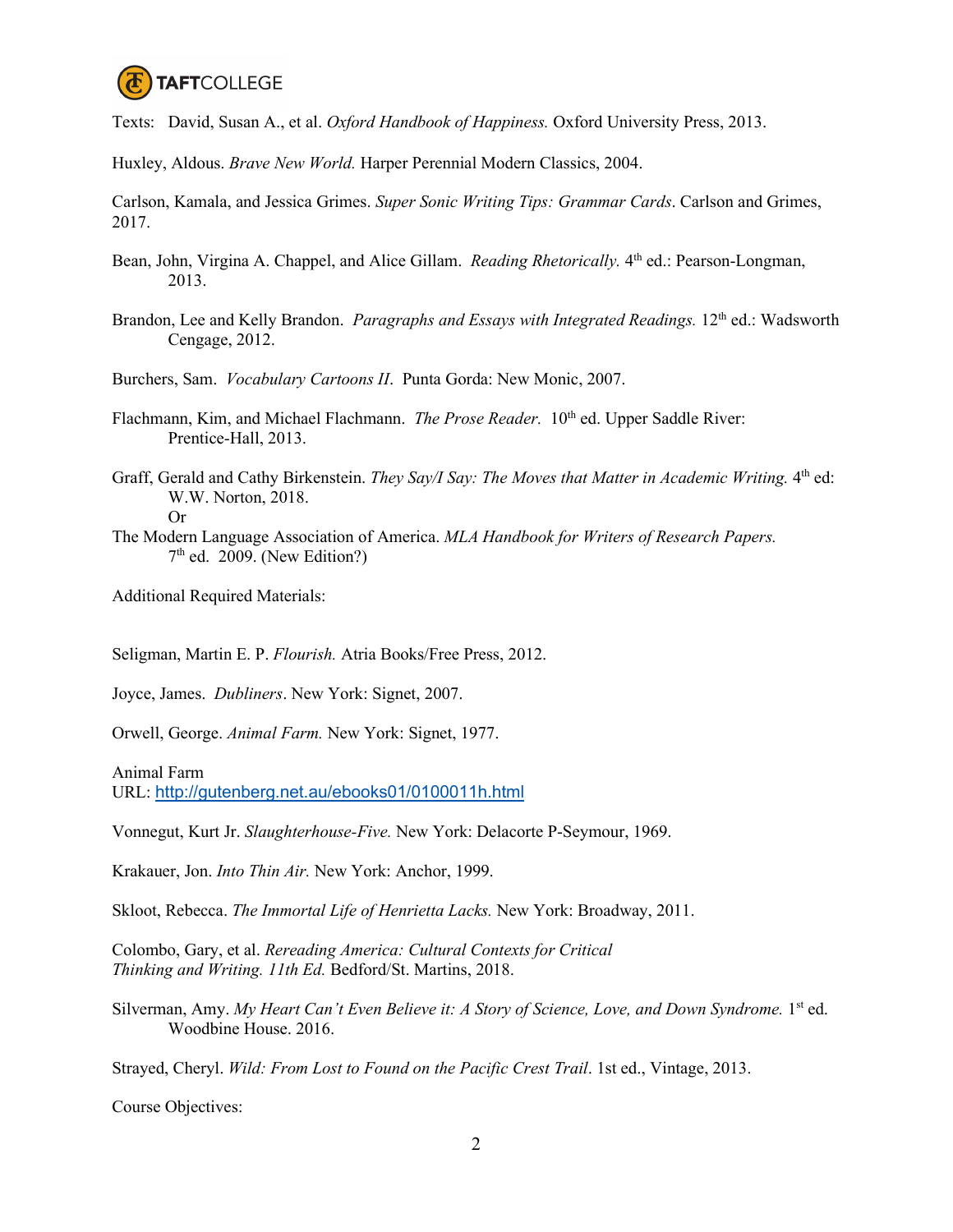Texts: David, Susan A., et al. *Oxford Handbook of Happiness.* Oxford University Press, 2013.

Huxley, Aldous. *Brave New World.* Harper Perennial Modern Classics, 2004.

Carlson, Kamala, and Jessica Grimes. *Super Sonic Writing Tips: Grammar Cards*. Carlson and Grimes, 2017.

Bean, John, Virgina A. Chappel, and Alice Gillam. *Reading Rhetorically.* 4th ed.: Pearson-Longman, 2013.

Brandon, Lee and Kelly Brandon. *Paragraphs and Essays with Integrated Readings.* 12th ed.: Wadsworth Cengage, 2012.

Burchers, Sam. *Vocabulary Cartoons II*. Punta Gorda: New Monic, 2007.

Flachmann, Kim, and Michael Flachmann. *The Prose Reader.* 10th ed. Upper Saddle River: Prentice-Hall, 2013.

Graff, Gerald and Cathy Birkenstein. *They Say/I Say: The Moves that Matter in Academic Writing.* 4th ed: W.W. Norton, 2018.
Or

The Modern Language Association of America. *MLA Handbook for Writers of Research Papers.* 7th ed. 2009. (New Edition?)

Additional Required Materials:

Seligman, Martin E. P. *Flourish.* Atria Books/Free Press, 2012.

Joyce, James. *Dubliners*. New York: Signet, 2007.

Orwell, George. *Animal Farm.* New York: Signet, 1977.

Animal Farm
URL: [http://gutenberg.net.au/ebooks01/0100011h.html](http://gutenberg.net.au/ebooks01/0100011h.html)

Vonnegut, Kurt Jr. *Slaughterhouse-Five.* New York: Delacorte P-Seymour, 1969.

Krakauer, Jon. *Into Thin Air.* New York: Anchor, 1999.

Skloot, Rebecca. *The Immortal Life of Henrietta Lacks.* New York: Broadway, 2011.

Colombo, Gary, et al. *Rereading America: Cultural Contexts for Critical Thinking and Writing. 11th Ed.* Bedford/St. Martins, 2018.

Silverman, Amy. *My Heart Can't Even Believe it: A Story of Science, Love, and Down Syndrome.* 1st ed. Woodbine House. 2016.

Strayed, Cheryl. *Wild: From Lost to Found on the Pacific Crest Trail*. 1st ed., Vintage, 2013.

Course Objectives: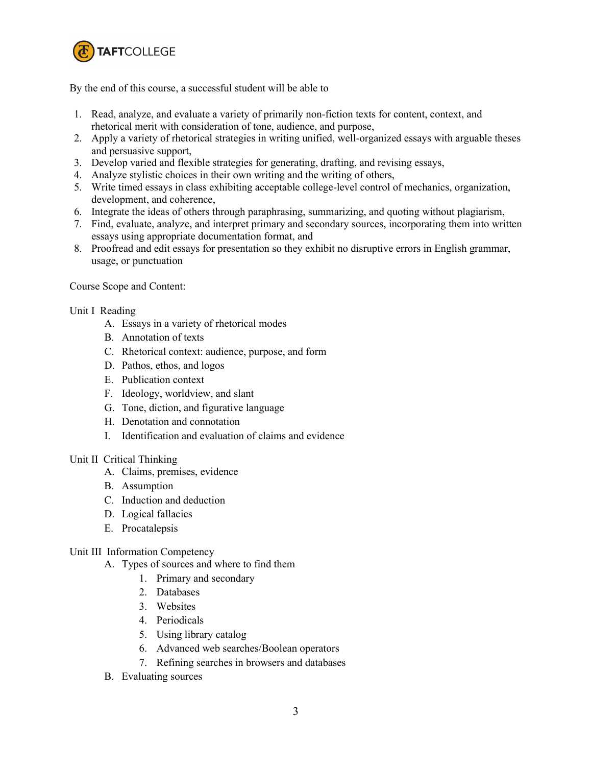By the end of this course, a successful student will be able to

1. Read, analyze, and evaluate a variety of primarily non-fiction texts for content, context, and rhetorical merit with consideration of tone, audience, and purpose,
2. Apply a variety of rhetorical strategies in writing unified, well-organized essays with arguable theses and persuasive support,
3. Develop varied and flexible strategies for generating, drafting, and revising essays,
4. Analyze stylistic choices in their own writing and the writing of others,
5. Write timed essays in class exhibiting acceptable college-level control of mechanics, organization, development, and coherence,
6. Integrate the ideas of others through paraphrasing, summarizing, and quoting without plagiarism,
7. Find, evaluate, analyze, and interpret primary and secondary sources, incorporating them into written essays using appropriate documentation format, and
8. Proofread and edit essays for presentation so they exhibit no disruptive errors in English grammar, usage, or punctuation

Course Scope and Content:

Unit I Reading

- A. Essays in a variety of rhetorical modes
- B. Annotation of texts
- C. Rhetorical context: audience, purpose, and form
- D. Pathos, ethos, and logos
- E. Publication context
- F. Ideology, worldview, and slant
- G. Tone, diction, and figurative language
- H. Denotation and connotation
- I. Identification and evaluation of claims and evidence

Unit II Critical Thinking

- A. Claims, premises, evidence
- B. Assumption
- C. Induction and deduction
- D. Logical fallacies
- E. Procatalepsis

Unit III Information Competency

- A. Types of sources and where to find them
  1. Primary and secondary
  2. Databases
  3. Websites
  4. Periodicals
  5. Using library catalog
  6. Advanced web searches/Boolean operators
  7. Refining searches in browsers and databases
- B. Evaluating sources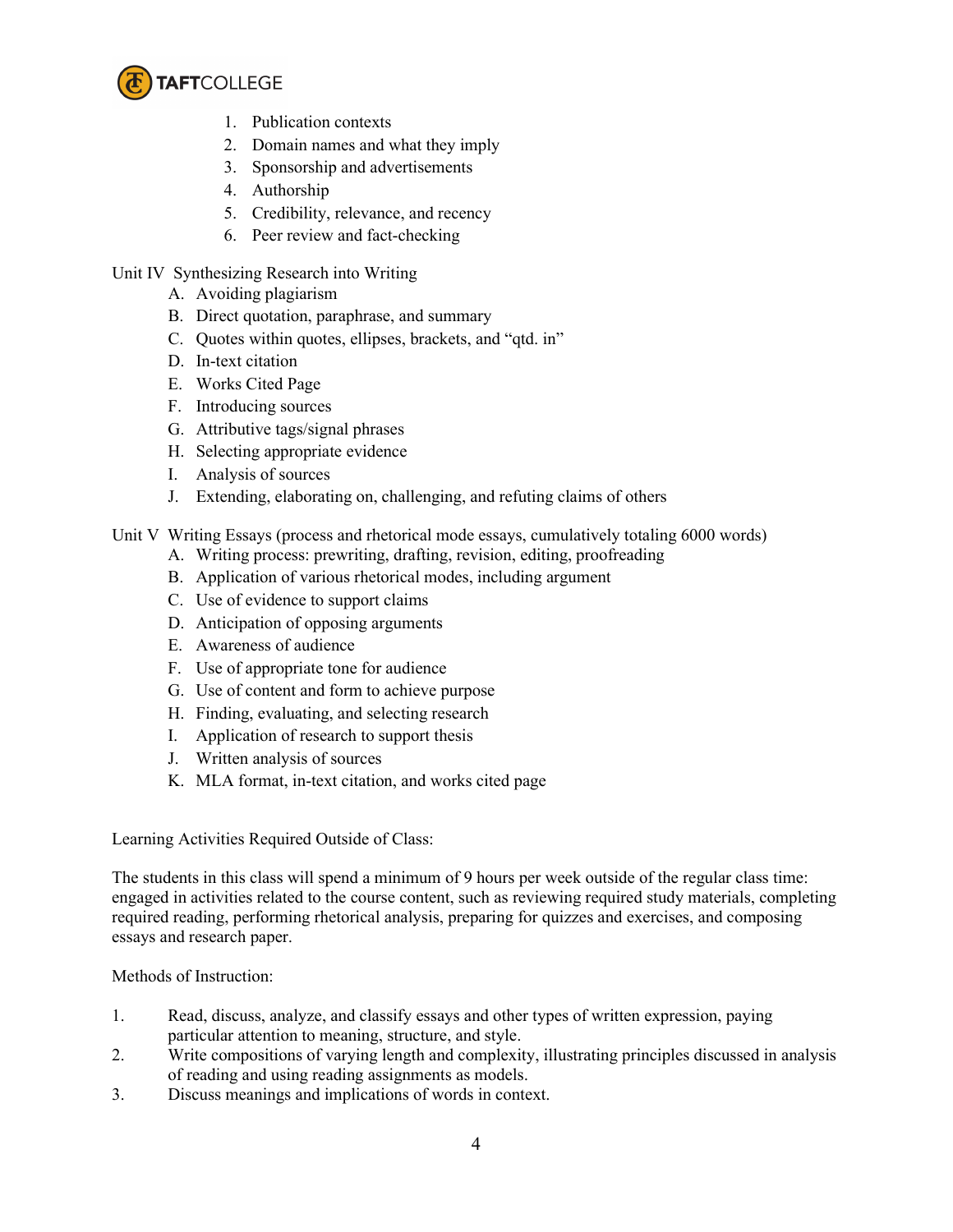1. Publication contexts
2. Domain names and what they imply
3. Sponsorship and advertisements
4. Authorship
5. Credibility, relevance, and recency
6. Peer review and fact-checking

Unit IV Synthesizing Research into Writing

A. Avoiding plagiarism
B. Direct quotation, paraphrase, and summary
C. Quotes within quotes, ellipses, brackets, and "qtd. in"
D. In-text citation
E. Works Cited Page
F. Introducing sources
G. Attributive tags/signal phrases
H. Selecting appropriate evidence
I. Analysis of sources
J. Extending, elaborating on, challenging, and refuting claims of others

Unit V Writing Essays (process and rhetorical mode essays, cumulatively totaling 6000 words)

A. Writing process: prewriting, drafting, revision, editing, proofreading
B. Application of various rhetorical modes, including argument
C. Use of evidence to support claims
D. Anticipation of opposing arguments
E. Awareness of audience
F. Use of appropriate tone for audience
G. Use of content and form to achieve purpose
H. Finding, evaluating, and selecting research
I. Application of research to support thesis
J. Written analysis of sources
K. MLA format, in-text citation, and works cited page

Learning Activities Required Outside of Class:

The students in this class will spend a minimum of 9 hours per week outside of the regular class time: engaged in activities related to the course content, such as reviewing required study materials, completing required reading, performing rhetorical analysis, preparing for quizzes and exercises, and composing essays and research paper.

Methods of Instruction:

1. Read, discuss, analyze, and classify essays and other types of written expression, paying particular attention to meaning, structure, and style.
2. Write compositions of varying length and complexity, illustrating principles discussed in analysis of reading and using reading assignments as models.
3. Discuss meanings and implications of words in context.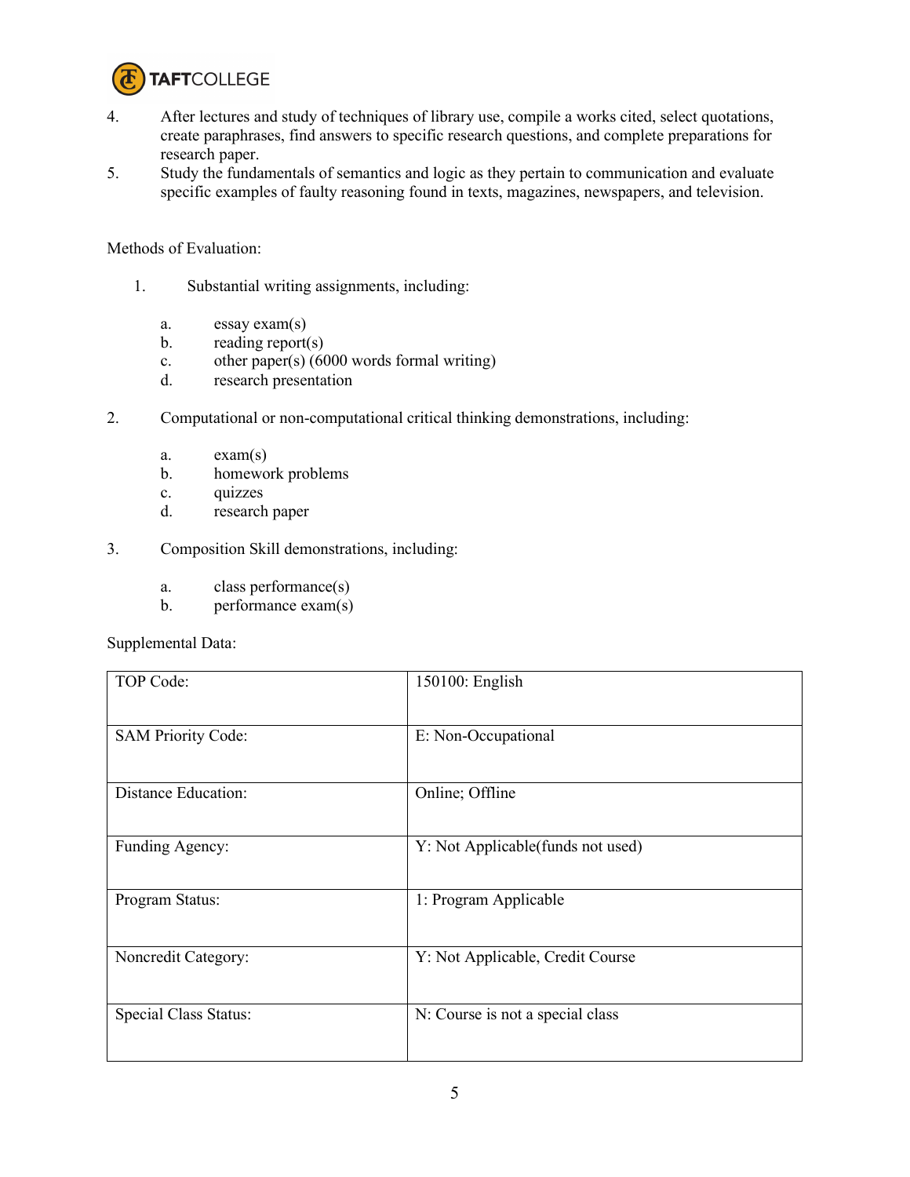4. After lectures and study of techniques of library use, compile a works cited, select quotations, create paraphrases, find answers to specific research questions, and complete preparations for research paper.
5. Study the fundamentals of semantics and logic as they pertain to communication and evaluate specific examples of faulty reasoning found in texts, magazines, newspapers, and television.

Methods of Evaluation:

1. Substantial writing assignments, including:

   a. essay exam(s)
   b. reading report(s)
   c. other paper(s) (6000 words formal writing)
   d. research presentation

2. Computational or non-computational critical thinking demonstrations, including:

   a. exam(s)
   b. homework problems
   c. quizzes
   d. research paper

3. Composition Skill demonstrations, including:

   a. class performance(s)
   b. performance exam(s)

Supplemental Data:

| | |
|---|---|
| TOP Code: | 150100: English |
| SAM Priority Code: | E: Non-Occupational |
| Distance Education: | Online; Offline |
| Funding Agency: | Y: Not Applicable(funds not used) |
| Program Status: | 1: Program Applicable |
| Noncredit Category: | Y: Not Applicable, Credit Course |
| Special Class Status: | N: Course is not a special class |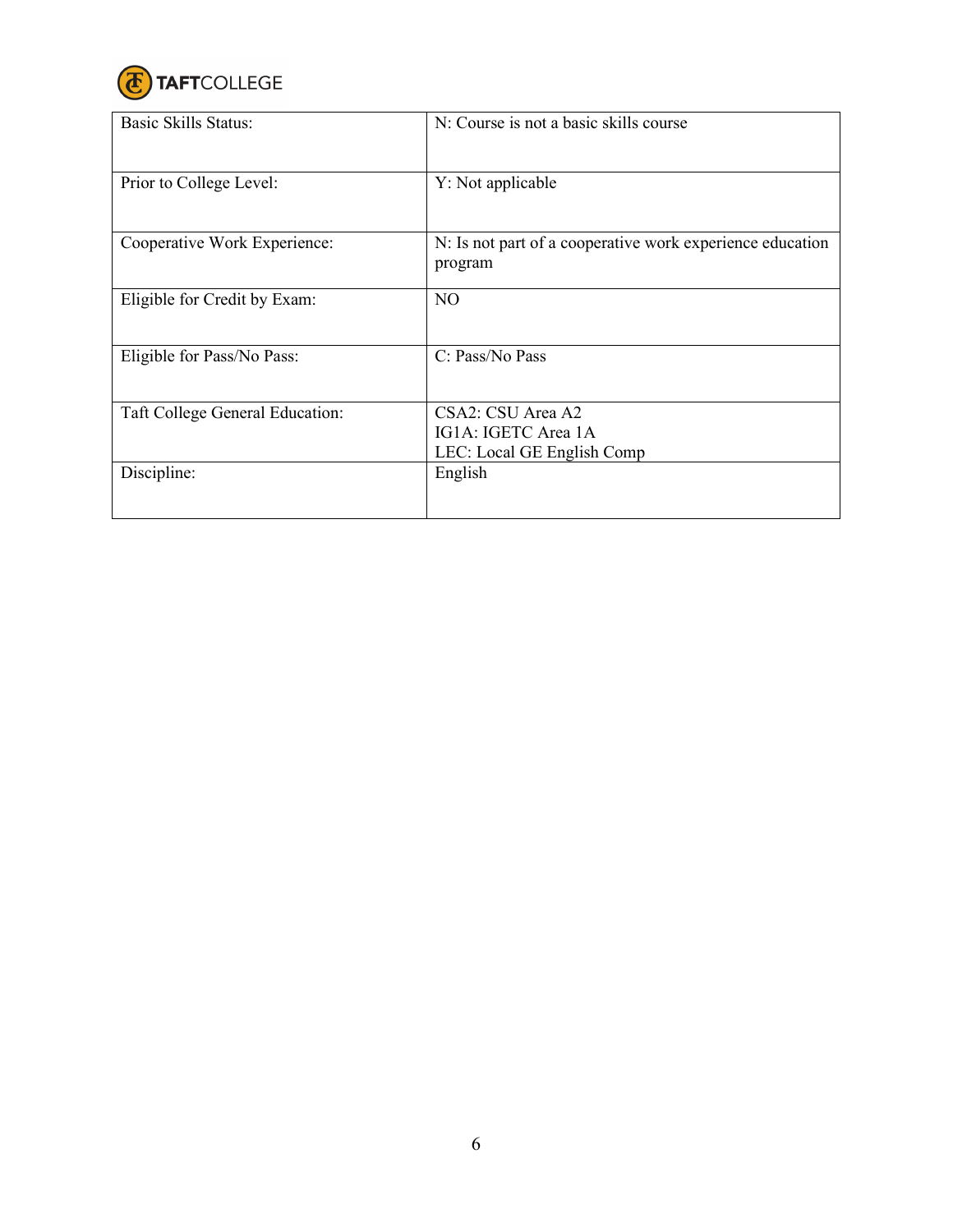| | |
|---|---|
| Basic Skills Status: | N: Course is not a basic skills course |
| Prior to College Level: | Y: Not applicable |
| Cooperative Work Experience: | N: Is not part of a cooperative work experience education program |
| Eligible for Credit by Exam: | NO |
| Eligible for Pass/No Pass: | C: Pass/No Pass |
| Taft College General Education: | CSA2: CSU Area A2<br>IG1A: IGETC Area 1A<br>LEC: Local GE English Comp |
| Discipline: | English |